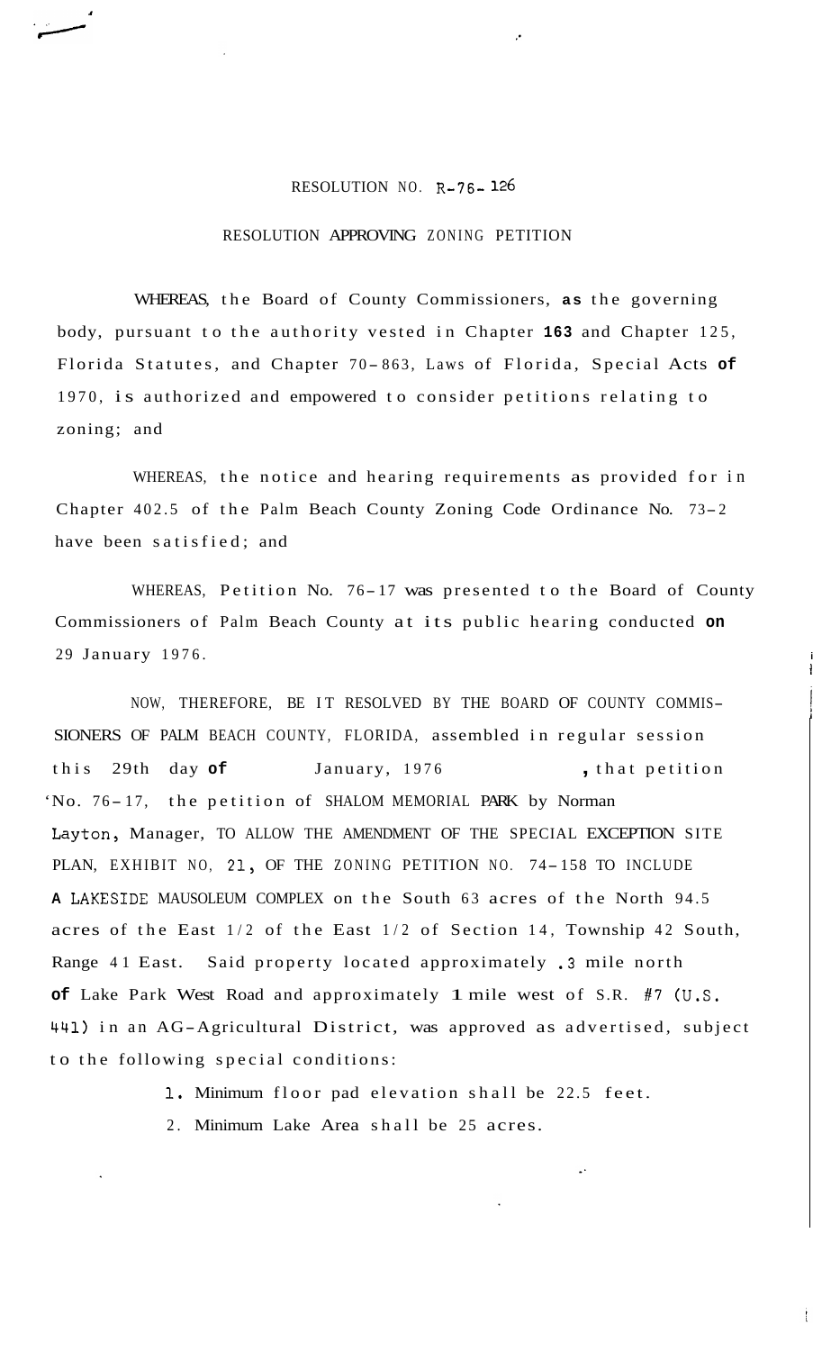RESOLUTION NO. R-76-126

RESOLUTION APPROVING ZONING PETITION

WHEREAS, the Board of County Commissioners, as the governing body, pursuant to the authority vested in Chapter 163 and Chapter 125, Florida Statutes, and Chapter 70-863, Laws of Florida, Special Acts of 1970, is authorized and empowered to consider petitions relating to zoning; and

WHEREAS, the notice and hearing requirements as provided for in Chapter 402.5 of the Palm Beach County Zoning Code Ordinance No. 73-2 have been satisfied; and

WHEREAS, Petition No. 76-17 was presented to the Board of County Commissioners of Palm Beach County at its public hearing conducted on 29 January 1976.

NOW, THEREFORE, BE IT RESOLVED BY THE BOARD OF COUNTY COMMISSIONERS OF PALM BEACH COUNTY, FLORIDA, assembled in regular session this 29th day of January, 1976, that petition No. 76-17, the petition of SHALOM MEMORIAL PARK by Norman Layton, Manager, TO ALLOW THE AMENDMENT OF THE SPECIAL EXCEPTION SITE PLAN, EXHIBIT NO, 21, OF THE ZONING PETITION NO. 74-158 TO INCLUDE A LAKESIDE MAUSOLEUM COMPLEX on the South 63 acres of the North 94.5 acres of the East 1/2 of the East 1/2 of Section 14, Township 42 South, Range 41 East. Said property located approximately .3 mile north of Lake Park West Road and approximately 1 mile west of S.R. #7 (U.S. 441) in an AG-Agricultural District, was approved as advertised, subject to the following special conditions:

1. Minimum floor pad elevation shall be 22.5 feet.
2. Minimum Lake Area shall be 25 acres.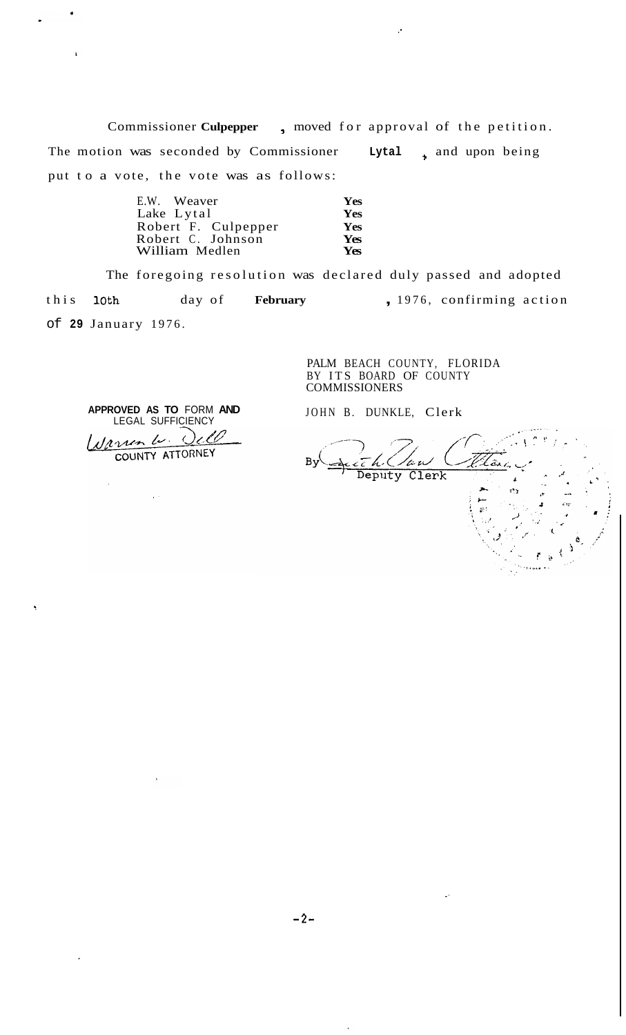Commissioner **Culpepper**, moved for approval of the petition. The motion was seconded by Commissioner **Lytal**, and upon being put to a vote, the vote was as follows:

| | |
|---|---|
| E.W. Weaver | Yes |
| Lake Lytal | Yes |
| Robert F. Culpepper | Yes |
| Robert C. Johnson | Yes |
| William Medlen | Yes |

The foregoing resolution was declared duly passed and adopted this **10th** day of **February**, 1976, confirming action of **29** January 1976.

PALM BEACH COUNTY, FLORIDA
BY ITS BOARD OF COUNTY COMMISSIONERS

JOHN B. DUNKLE, Clerk

By _____________________
Deputy Clerk

**APPROVED AS TO FORM AND LEGAL SUFFICIENCY**

_____________________
COUNTY ATTORNEY